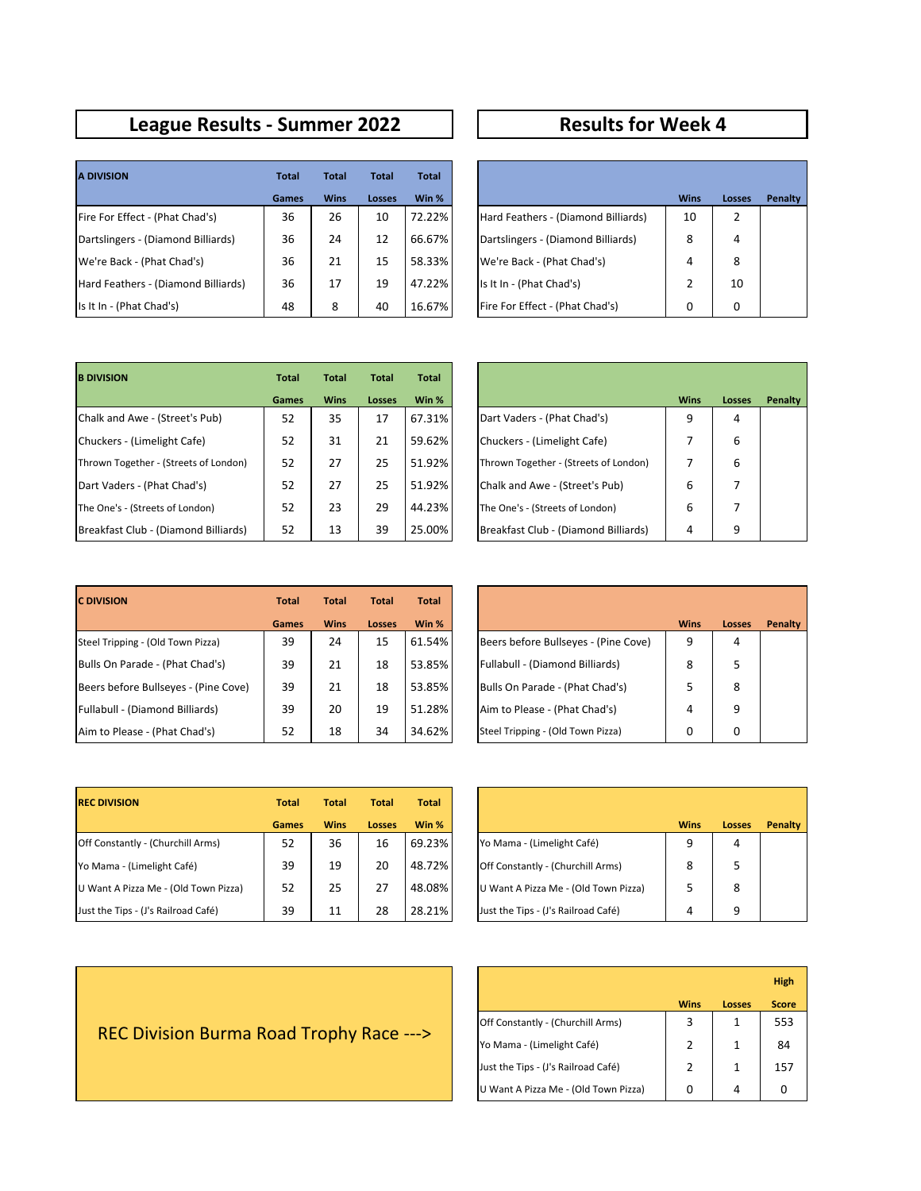## League Results - Summer 2022

## Results for Week 4

| A DIVISION | Total Games | Total Wins | Total Losses | Total Win % |
|---|---|---|---|---|
| Fire For Effect - (Phat Chad's) | 36 | 26 | 10 | 72.22% |
| Dartslingers - (Diamond Billiards) | 36 | 24 | 12 | 66.67% |
| We're Back - (Phat Chad's) | 36 | 21 | 15 | 58.33% |
| Hard Feathers - (Diamond Billiards) | 36 | 17 | 19 | 47.22% |
| Is It In - (Phat Chad's) | 48 | 8 | 40 | 16.67% |

| | Wins | Losses | Penalty |
|---|---|---|---|
| Hard Feathers - (Diamond Billiards) | 10 | 2 | |
| Dartslingers - (Diamond Billiards) | 8 | 4 | |
| We're Back - (Phat Chad's) | 4 | 8 | |
| Is It In - (Phat Chad's) | 2 | 10 | |
| Fire For Effect - (Phat Chad's) | 0 | 0 | |

| B DIVISION | Total Games | Total Wins | Total Losses | Total Win % |
|---|---|---|---|---|
| Chalk and Awe - (Street's Pub) | 52 | 35 | 17 | 67.31% |
| Chuckers - (Limelight Cafe) | 52 | 31 | 21 | 59.62% |
| Thrown Together - (Streets of London) | 52 | 27 | 25 | 51.92% |
| Dart Vaders - (Phat Chad's) | 52 | 27 | 25 | 51.92% |
| The One's - (Streets of London) | 52 | 23 | 29 | 44.23% |
| Breakfast Club - (Diamond Billiards) | 52 | 13 | 39 | 25.00% |

| | Wins | Losses | Penalty |
|---|---|---|---|
| Dart Vaders - (Phat Chad's) | 9 | 4 | |
| Chuckers - (Limelight Cafe) | 7 | 6 | |
| Thrown Together - (Streets of London) | 7 | 6 | |
| Chalk and Awe - (Street's Pub) | 6 | 7 | |
| The One's - (Streets of London) | 6 | 7 | |
| Breakfast Club - (Diamond Billiards) | 4 | 9 | |

| C DIVISION | Total Games | Total Wins | Total Losses | Total Win % |
|---|---|---|---|---|
| Steel Tripping - (Old Town Pizza) | 39 | 24 | 15 | 61.54% |
| Bulls On Parade - (Phat Chad's) | 39 | 21 | 18 | 53.85% |
| Beers before Bullseyes - (Pine Cove) | 39 | 21 | 18 | 53.85% |
| Fullabull - (Diamond Billiards) | 39 | 20 | 19 | 51.28% |
| Aim to Please - (Phat Chad's) | 52 | 18 | 34 | 34.62% |

| | Wins | Losses | Penalty |
|---|---|---|---|
| Beers before Bullseyes - (Pine Cove) | 9 | 4 | |
| Fullabull - (Diamond Billiards) | 8 | 5 | |
| Bulls On Parade - (Phat Chad's) | 5 | 8 | |
| Aim to Please - (Phat Chad's) | 4 | 9 | |
| Steel Tripping - (Old Town Pizza) | 0 | 0 | |

| REC DIVISION | Total Games | Total Wins | Total Losses | Total Win % |
|---|---|---|---|---|
| Off Constantly - (Churchill Arms) | 52 | 36 | 16 | 69.23% |
| Yo Mama - (Limelight Café) | 39 | 19 | 20 | 48.72% |
| U Want A Pizza Me - (Old Town Pizza) | 52 | 25 | 27 | 48.08% |
| Just the Tips - (J's Railroad Café) | 39 | 11 | 28 | 28.21% |

| | Wins | Losses | Penalty |
|---|---|---|---|
| Yo Mama - (Limelight Café) | 9 | 4 | |
| Off Constantly - (Churchill Arms) | 8 | 5 | |
| U Want A Pizza Me - (Old Town Pizza) | 5 | 8 | |
| Just the Tips - (J's Railroad Café) | 4 | 9 | |

REC Division Burma Road Trophy Race --->

| | Wins | Losses | High Score |
|---|---|---|---|
| Off Constantly - (Churchill Arms) | 3 | 1 | 553 |
| Yo Mama - (Limelight Café) | 2 | 1 | 84 |
| Just the Tips - (J's Railroad Café) | 2 | 1 | 157 |
| U Want A Pizza Me - (Old Town Pizza) | 0 | 4 | 0 |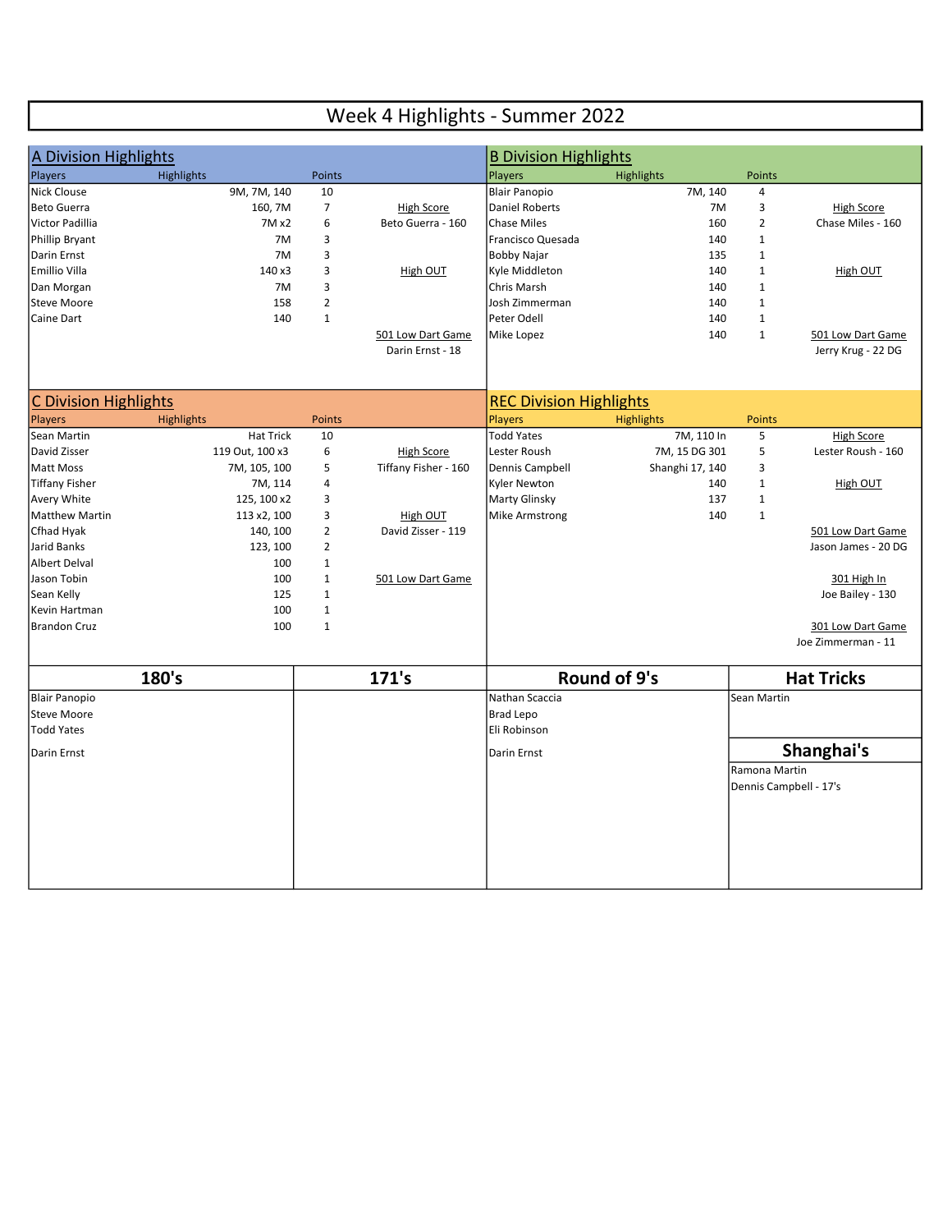# Week 4 Highlights - Summer 2022

## A Division Highlights

| Players | Highlights | Points | |
|---|---|---|---|
| Nick Clouse | 9M, 7M, 140 | 10 | |
| Beto Guerra | 160, 7M | 7 | High Score |
| Victor Padillia | 7M x2 | 6 | Beto Guerra - 160 |
| Phillip Bryant | 7M | 3 | |
| Darin Ernst | 7M | 3 | |
| Emillio Villa | 140 x3 | 3 | High OUT |
| Dan Morgan | 7M | 3 | |
| Steve Moore | 158 | 2 | |
| Caine Dart | 140 | 1 | |
| | | | 501 Low Dart Game |
| | | | Darin Ernst - 18 |

## B Division Highlights

| Players | Highlights | Points | |
|---|---|---|---|
| Blair Panopio | 7M, 140 | 4 | |
| Daniel Roberts | 7M | 3 | High Score |
| Chase Miles | 160 | 2 | Chase Miles - 160 |
| Francisco Quesada | 140 | 1 | |
| Bobby Najar | 135 | 1 | |
| Kyle Middleton | 140 | 1 | High OUT |
| Chris Marsh | 140 | 1 | |
| Josh Zimmerman | 140 | 1 | |
| Peter Odell | 140 | 1 | |
| Mike Lopez | 140 | 1 | 501 Low Dart Game |
| | | | Jerry Krug - 22 DG |

## C Division Highlights

| Players | Highlights | Points | |
|---|---|---|---|
| Sean Martin | Hat Trick | 10 | |
| David Zisser | 119 Out, 100 x3 | 6 | High Score |
| Matt Moss | 7M, 105, 100 | 5 | Tiffany Fisher - 160 |
| Tiffany Fisher | 7M, 114 | 4 | |
| Avery White | 125, 100 x2 | 3 | |
| Matthew Martin | 113 x2, 100 | 3 | High OUT |
| Cfhad Hyak | 140, 100 | 2 | David Zisser - 119 |
| Jarid Banks | 123, 100 | 2 | |
| Albert Delval | 100 | 1 | |
| Jason Tobin | 100 | 1 | 501 Low Dart Game |
| Sean Kelly | 125 | 1 | |
| Kevin Hartman | 100 | 1 | |
| Brandon Cruz | 100 | 1 | |

## REC Division Highlights

| Players | Highlights | Points | |
|---|---|---|---|
| Todd Yates | 7M, 110 In | 5 | High Score |
| Lester Roush | 7M, 15 DG 301 | 5 | Lester Roush - 160 |
| Dennis Campbell | Shanghi 17, 140 | 3 | |
| Kyler Newton | 140 | 1 | High OUT |
| Marty Glinsky | 137 | 1 | |
| Mike Armstrong | 140 | 1 | |
| | | | 501 Low Dart Game |
| | | | Jason James - 20 DG |
| | | | 301 High In |
| | | | Joe Bailey - 130 |
| | | | 301 Low Dart Game |
| | | | Joe Zimmerman - 11 |

| 180's | 171's | Round of 9's | Hat Tricks |
|---|---|---|---|
| Blair Panopio | | Nathan Scaccia | Sean Martin |
| Steve Moore | | Brad Lepo | |
| Todd Yates | | Eli Robinson | |
| Darin Ernst | | Darin Ernst | |

## Shanghai's

Ramona Martin

Dennis Campbell - 17's